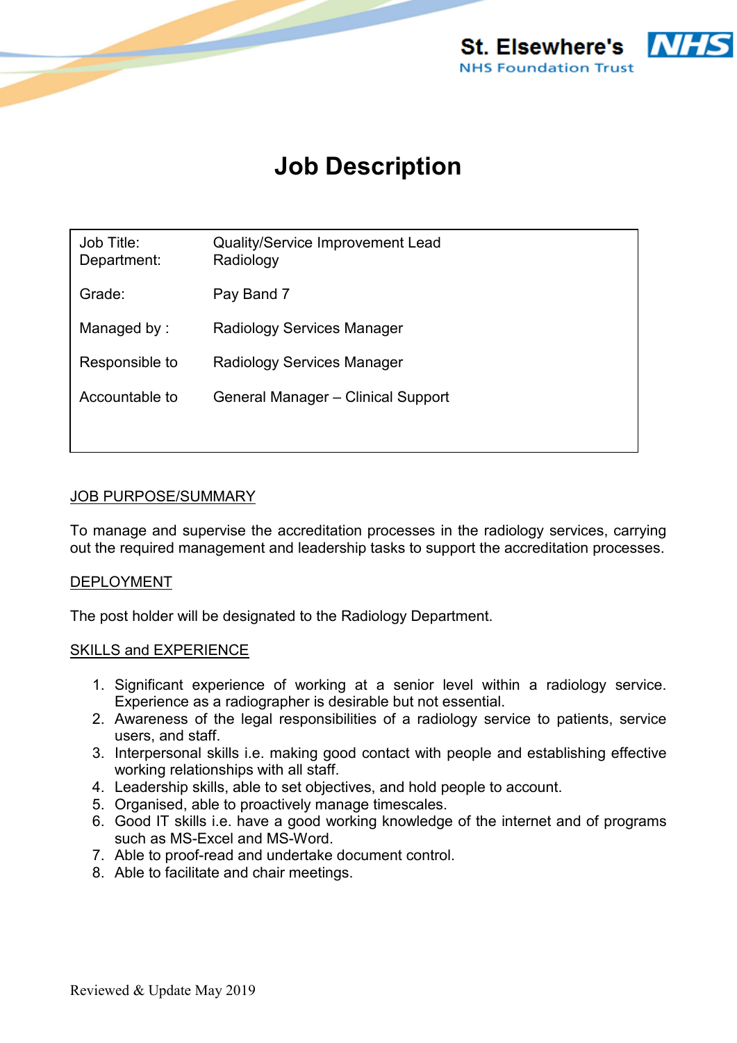St. Elsewhere's NHS Foundation Trust

# Job Description

| | |
|---|---|
| Job Title: | Quality/Service Improvement Lead |
| Department: | Radiology |
| Grade: | Pay Band 7 |
| Managed by : | Radiology Services Manager |
| Responsible to | Radiology Services Manager |
| Accountable to | General Manager – Clinical Support |

## JOB PURPOSE/SUMMARY

To manage and supervise the accreditation processes in the radiology services, carrying out the required management and leadership tasks to support the accreditation processes.

## DEPLOYMENT

The post holder will be designated to the Radiology Department.

## SKILLS and EXPERIENCE

1. Significant experience of working at a senior level within a radiology service. Experience as a radiographer is desirable but not essential.
2. Awareness of the legal responsibilities of a radiology service to patients, service users, and staff.
3. Interpersonal skills i.e. making good contact with people and establishing effective working relationships with all staff.
4. Leadership skills, able to set objectives, and hold people to account.
5. Organised, able to proactively manage timescales.
6. Good IT skills i.e. have a good working knowledge of the internet and of programs such as MS-Excel and MS-Word.
7. Able to proof-read and undertake document control.
8. Able to facilitate and chair meetings.

Reviewed & Update May 2019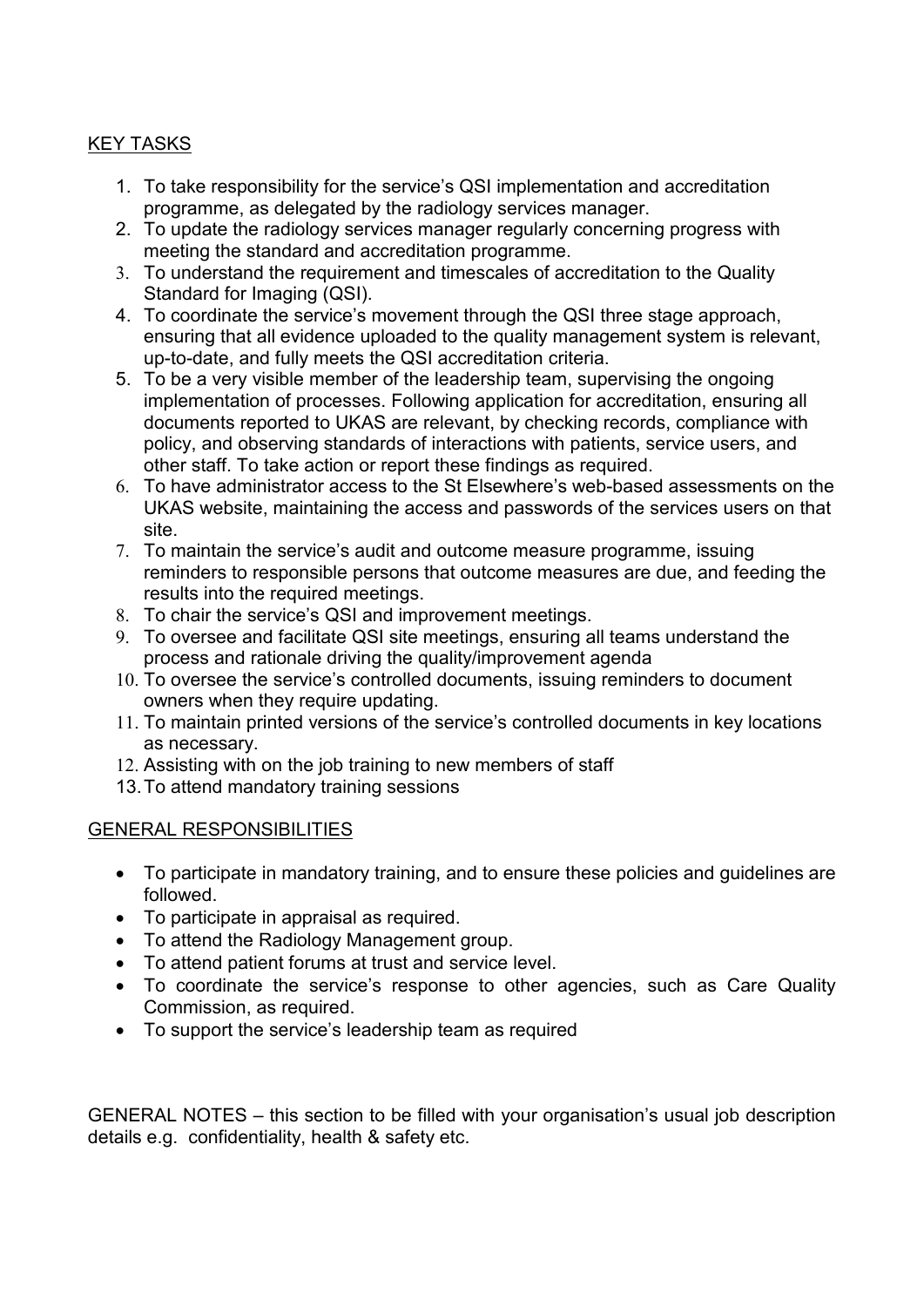KEY TASKS

1. To take responsibility for the service's QSI implementation and accreditation programme, as delegated by the radiology services manager.
2. To update the radiology services manager regularly concerning progress with meeting the standard and accreditation programme.
3. To understand the requirement and timescales of accreditation to the Quality Standard for Imaging (QSI).
4. To coordinate the service's movement through the QSI three stage approach, ensuring that all evidence uploaded to the quality management system is relevant, up-to-date, and fully meets the QSI accreditation criteria.
5. To be a very visible member of the leadership team, supervising the ongoing implementation of processes. Following application for accreditation, ensuring all documents reported to UKAS are relevant, by checking records, compliance with policy, and observing standards of interactions with patients, service users, and other staff. To take action or report these findings as required.
6. To have administrator access to the St Elsewhere's web-based assessments on the UKAS website, maintaining the access and passwords of the services users on that site.
7. To maintain the service's audit and outcome measure programme, issuing reminders to responsible persons that outcome measures are due, and feeding the results into the required meetings.
8. To chair the service's QSI and improvement meetings.
9. To oversee and facilitate QSI site meetings, ensuring all teams understand the process and rationale driving the quality/improvement agenda
10. To oversee the service's controlled documents, issuing reminders to document owners when they require updating.
11. To maintain printed versions of the service's controlled documents in key locations as necessary.
12. Assisting with on the job training to new members of staff
13. To attend mandatory training sessions

GENERAL RESPONSIBILITIES

- To participate in mandatory training, and to ensure these policies and guidelines are followed.
- To participate in appraisal as required.
- To attend the Radiology Management group.
- To attend patient forums at trust and service level.
- To coordinate the service's response to other agencies, such as Care Quality Commission, as required.
- To support the service's leadership team as required

GENERAL NOTES – this section to be filled with your organisation's usual job description details e.g. confidentiality, health & safety etc.